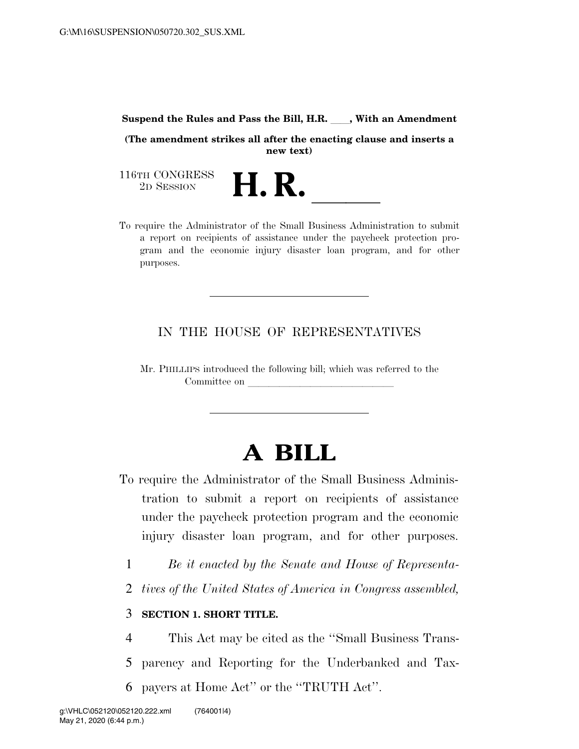Suspend the Rules and Pass the Bill, H.R. ____, With an Amendment

**(The amendment strikes all after the enacting clause and inserts a new text)**

116TH CONGRESS
2D SESSION

# H. R. ____

To require the Administrator of the Small Business Administration to submit a report on recipients of assistance under the paycheck protection program and the economic injury disaster loan program, and for other purposes.

---

IN THE HOUSE OF REPRESENTATIVES

Mr. PHILLIPS introduced the following bill; which was referred to the Committee on ______________________________

---

# A BILL

To require the Administrator of the Small Business Administration to submit a report on recipients of assistance under the paycheck protection program and the economic injury disaster loan program, and for other purposes.

1 *Be it enacted by the Senate and House of Representa-*
2 *tives of the United States of America in Congress assembled,*

3 **SECTION 1. SHORT TITLE.**

4 This Act may be cited as the "Small Business Trans-
5 parency and Reporting for the Underbanked and Tax-
6 payers at Home Act" or the "TRUTH Act".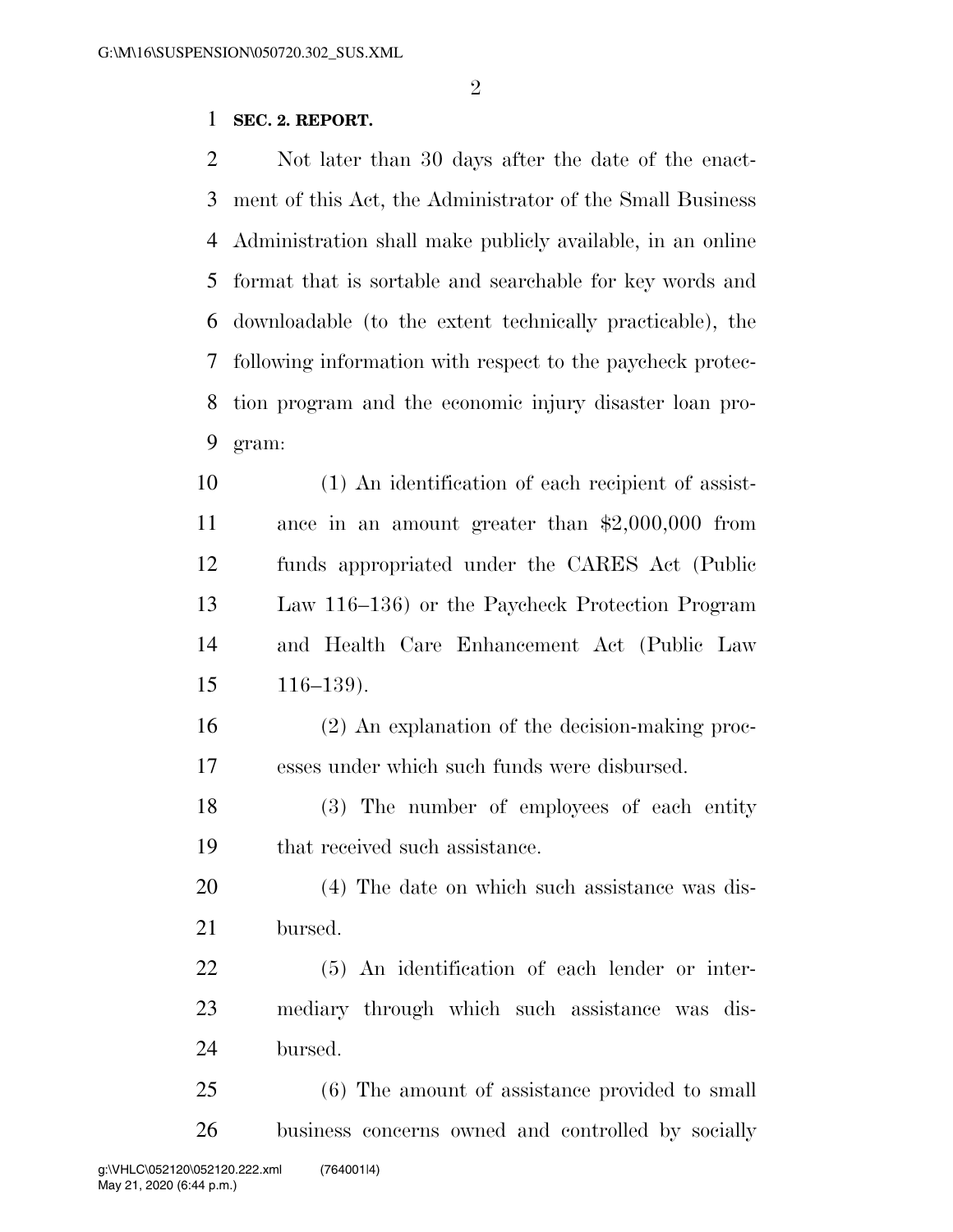**SEC. 2. REPORT.**

Not later than 30 days after the date of the enactment of this Act, the Administrator of the Small Business Administration shall make publicly available, in an online format that is sortable and searchable for key words and downloadable (to the extent technically practicable), the following information with respect to the paycheck protection program and the economic injury disaster loan program:

(1) An identification of each recipient of assistance in an amount greater than $2,000,000 from funds appropriated under the CARES Act (Public Law 116–136) or the Paycheck Protection Program and Health Care Enhancement Act (Public Law 116–139).

(2) An explanation of the decision-making processes under which such funds were disbursed.

(3) The number of employees of each entity that received such assistance.

(4) The date on which such assistance was disbursed.

(5) An identification of each lender or intermediary through which such assistance was disbursed.

(6) The amount of assistance provided to small business concerns owned and controlled by socially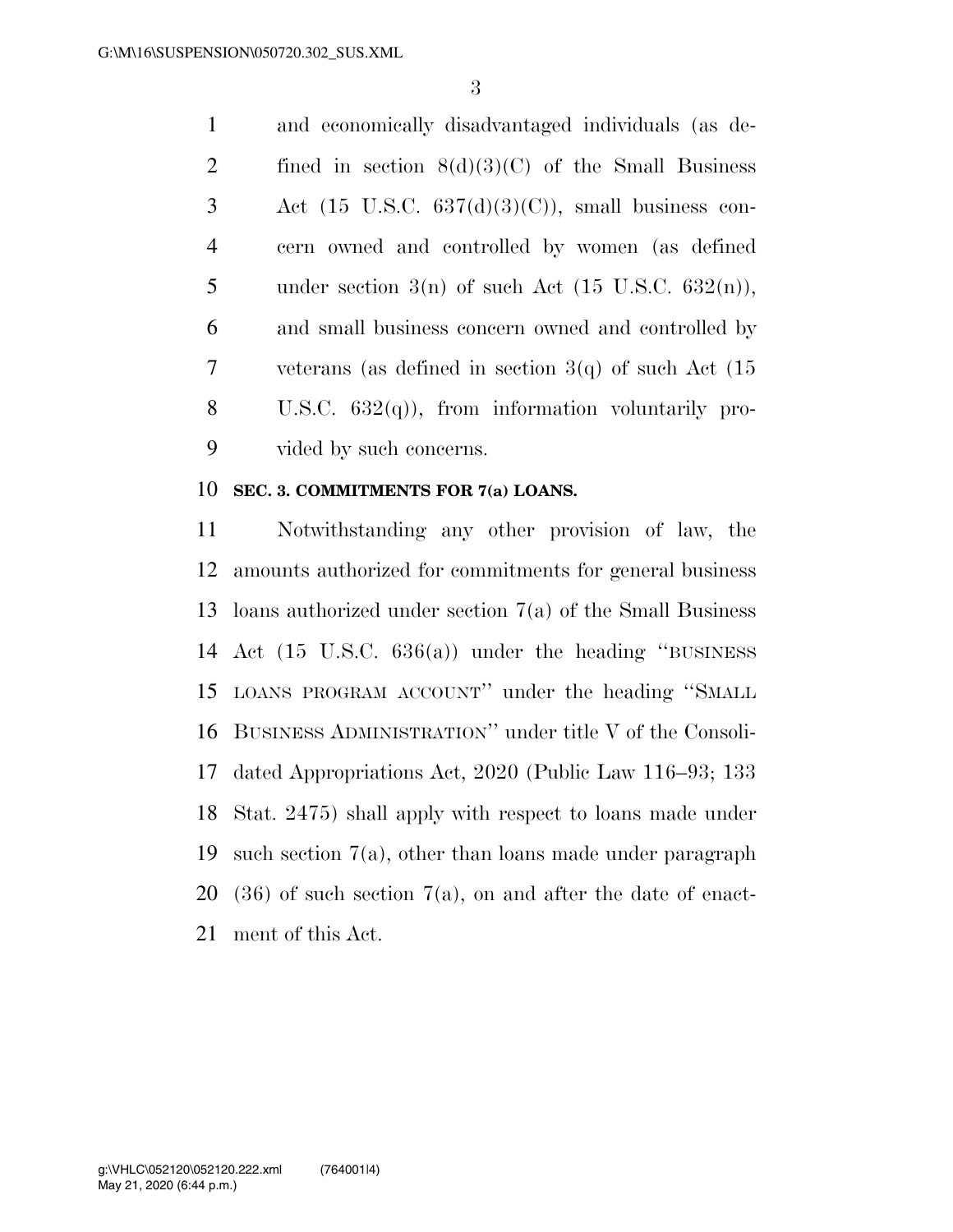and economically disadvantaged individuals (as defined in section 8(d)(3)(C) of the Small Business Act (15 U.S.C. 637(d)(3)(C)), small business concern owned and controlled by women (as defined under section 3(n) of such Act (15 U.S.C. 632(n)), and small business concern owned and controlled by veterans (as defined in section 3(q) of such Act (15 U.S.C. 632(q)), from information voluntarily provided by such concerns.

**SEC. 3. COMMITMENTS FOR 7(a) LOANS.**

Notwithstanding any other provision of law, the amounts authorized for commitments for general business loans authorized under section 7(a) of the Small Business Act (15 U.S.C. 636(a)) under the heading ''BUSINESS LOANS PROGRAM ACCOUNT'' under the heading ''SMALL BUSINESS ADMINISTRATION'' under title V of the Consolidated Appropriations Act, 2020 (Public Law 116–93; 133 Stat. 2475) shall apply with respect to loans made under such section 7(a), other than loans made under paragraph (36) of such section 7(a), on and after the date of enactment of this Act.